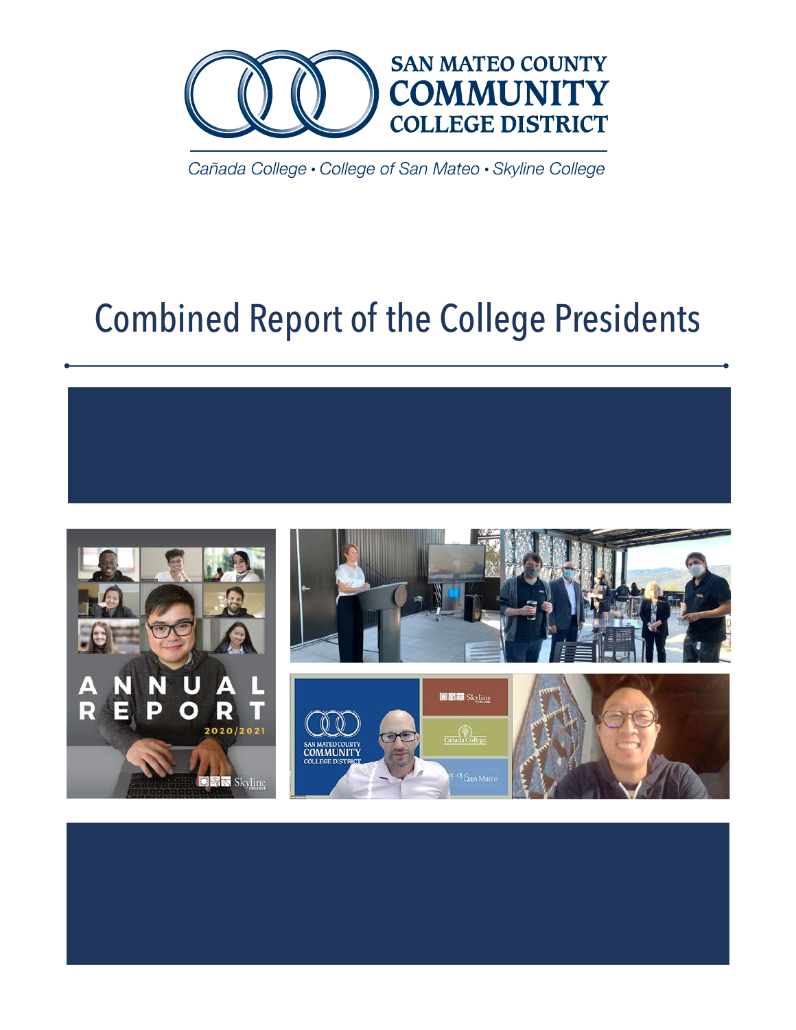SAN MATEO COUNTY
COMMUNITY
COLLEGE DISTRICT

*Cañada College • College of San Mateo • Skyline College*

# Combined Report of the College Presidents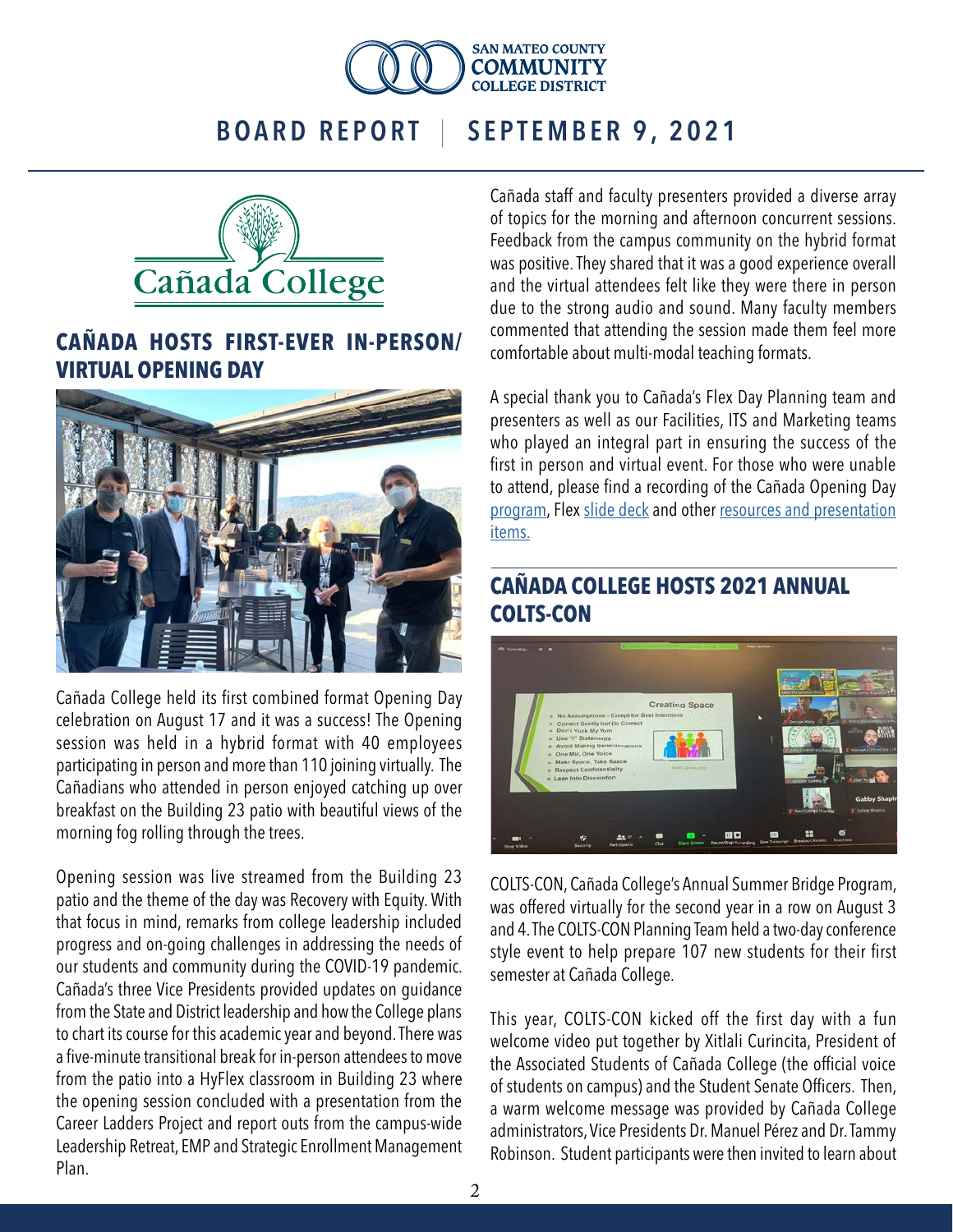# BOARD REPORT | SEPTEMBER 9, 2021

## CAÑADA HOSTS FIRST-EVER IN-PERSON/ VIRTUAL OPENING DAY

Cañada College held its first combined format Opening Day celebration on August 17 and it was a success! The Opening session was held in a hybrid format with 40 employees participating in person and more than 110 joining virtually. The Cañadians who attended in person enjoyed catching up over breakfast on the Building 23 patio with beautiful views of the morning fog rolling through the trees.

Opening session was live streamed from the Building 23 patio and the theme of the day was Recovery with Equity. With that focus in mind, remarks from college leadership included progress and on-going challenges in addressing the needs of our students and community during the COVID-19 pandemic. Cañada's three Vice Presidents provided updates on guidance from the State and District leadership and how the College plans to chart its course for this academic year and beyond. There was a five-minute transitional break for in-person attendees to move from the patio into a HyFlex classroom in Building 23 where the opening session concluded with a presentation from the Career Ladders Project and report outs from the campus-wide Leadership Retreat, EMP and Strategic Enrollment Management Plan.

Cañada staff and faculty presenters provided a diverse array of topics for the morning and afternoon concurrent sessions. Feedback from the campus community on the hybrid format was positive. They shared that it was a good experience overall and the virtual attendees felt like they were there in person due to the strong audio and sound. Many faculty members commented that attending the session made them feel more comfortable about multi-modal teaching formats.

A special thank you to Cañada's Flex Day Planning team and presenters as well as our Facilities, ITS and Marketing teams who played an integral part in ensuring the success of the first in person and virtual event. For those who were unable to attend, please find a recording of the Cañada Opening Day program, Flex slide deck and other resources and presentation items.

## CAÑADA COLLEGE HOSTS 2021 ANNUAL COLTS-CON

COLTS-CON, Cañada College's Annual Summer Bridge Program, was offered virtually for the second year in a row on August 3 and 4. The COLTS-CON Planning Team held a two-day conference style event to help prepare 107 new students for their first semester at Cañada College.

This year, COLTS-CON kicked off the first day with a fun welcome video put together by Xitlali Curincita, President of the Associated Students of Cañada College (the official voice of students on campus) and the Student Senate Officers. Then, a warm welcome message was provided by Cañada College administrators, Vice Presidents Dr. Manuel Pérez and Dr. Tammy Robinson. Student participants were then invited to learn about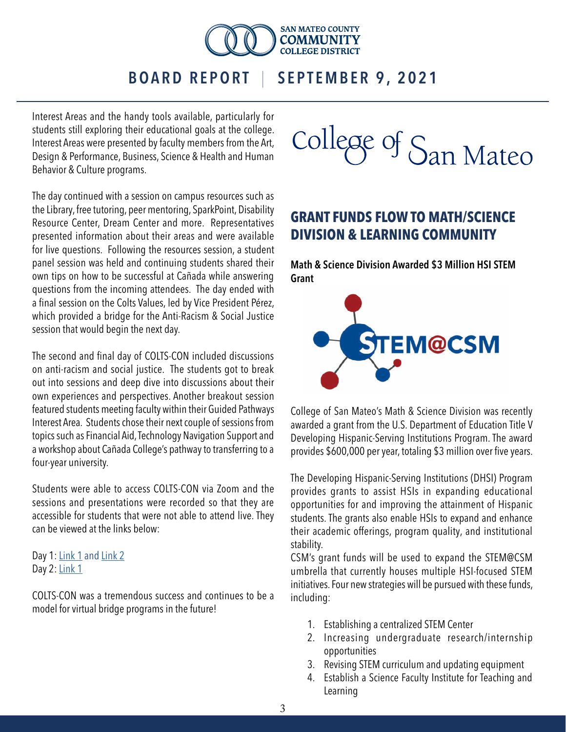Interest Areas and the handy tools available, particularly for students still exploring their educational goals at the college. Interest Areas were presented by faculty members from the Art, Design & Performance, Business, Science & Health and Human Behavior & Culture programs.

The day continued with a session on campus resources such as the Library, free tutoring, peer mentoring, SparkPoint, Disability Resource Center, Dream Center and more. Representatives presented information about their areas and were available for live questions. Following the resources session, a student panel session was held and continuing students shared their own tips on how to be successful at Cañada while answering questions from the incoming attendees. The day ended with a final session on the Colts Values, led by Vice President Pérez, which provided a bridge for the Anti-Racism & Social Justice session that would begin the next day.

The second and final day of COLTS-CON included discussions on anti-racism and social justice. The students got to break out into sessions and deep dive into discussions about their own experiences and perspectives. Another breakout session featured students meeting faculty within their Guided Pathways Interest Area. Students chose their next couple of sessions from topics such as Financial Aid, Technology Navigation Support and a workshop about Cañada College's pathway to transferring to a four-year university.

Students were able to access COLTS-CON via Zoom and the sessions and presentations were recorded so that they are accessible for students that were not able to attend live. They can be viewed at the links below:

Day 1: Link 1 and Link 2
Day 2: Link 1

COLTS-CON was a tremendous success and continues to be a model for virtual bridge programs in the future!

# College of San Mateo

## GRANT FUNDS FLOW TO MATH/SCIENCE DIVISION & LEARNING COMMUNITY

**Math & Science Division Awarded $3 Million HSI STEM Grant**

College of San Mateo's Math & Science Division was recently awarded a grant from the U.S. Department of Education Title V Developing Hispanic-Serving Institutions Program. The award provides $600,000 per year, totaling $3 million over five years.

The Developing Hispanic-Serving Institutions (DHSI) Program provides grants to assist HSIs in expanding educational opportunities for and improving the attainment of Hispanic students. The grants also enable HSIs to expand and enhance their academic offerings, program quality, and institutional stability.

CSM's grant funds will be used to expand the STEM@CSM umbrella that currently houses multiple HSI-focused STEM initiatives. Four new strategies will be pursued with these funds, including:

1. Establishing a centralized STEM Center
2. Increasing undergraduate research/internship opportunities
3. Revising STEM curriculum and updating equipment
4. Establish a Science Faculty Institute for Teaching and Learning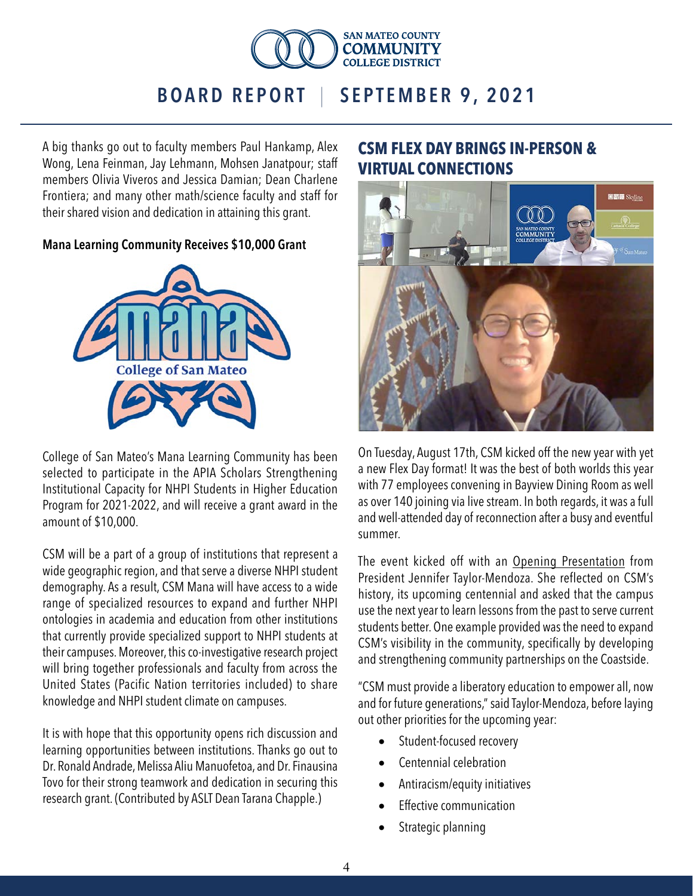A big thanks go out to faculty members Paul Hankamp, Alex Wong, Lena Feinman, Jay Lehmann, Mohsen Janatpour; staff members Olivia Viveros and Jessica Damian; Dean Charlene Frontiera; and many other math/science faculty and staff for their shared vision and dedication in attaining this grant.

### Mana Learning Community Receives $10,000 Grant

College of San Mateo's Mana Learning Community has been selected to participate in the APIA Scholars Strengthening Institutional Capacity for NHPI Students in Higher Education Program for 2021-2022, and will receive a grant award in the amount of $10,000.

CSM will be a part of a group of institutions that represent a wide geographic region, and that serve a diverse NHPI student demography. As a result, CSM Mana will have access to a wide range of specialized resources to expand and further NHPI ontologies in academia and education from other institutions that currently provide specialized support to NHPI students at their campuses. Moreover, this co-investigative research project will bring together professionals and faculty from across the United States (Pacific Nation territories included) to share knowledge and NHPI student climate on campuses.

It is with hope that this opportunity opens rich discussion and learning opportunities between institutions. Thanks go out to Dr. Ronald Andrade, Melissa Aliu Manuofetoa, and Dr. Finausina Tovo for their strong teamwork and dedication in securing this research grant. (Contributed by ASLT Dean Tarana Chapple.)

## CSM FLEX DAY BRINGS IN-PERSON & VIRTUAL CONNECTIONS

On Tuesday, August 17th, CSM kicked off the new year with yet a new Flex Day format! It was the best of both worlds this year with 77 employees convening in Bayview Dining Room as well as over 140 joining via live stream. In both regards, it was a full and well-attended day of reconnection after a busy and eventful summer.

The event kicked off with an Opening Presentation from President Jennifer Taylor-Mendoza. She reflected on CSM's history, its upcoming centennial and asked that the campus use the next year to learn lessons from the past to serve current students better. One example provided was the need to expand CSM's visibility in the community, specifically by developing and strengthening community partnerships on the Coastside.

"CSM must provide a liberatory education to empower all, now and for future generations," said Taylor-Mendoza, before laying out other priorities for the upcoming year:

- Student-focused recovery
- Centennial celebration
- Antiracism/equity initiatives
- Effective communication
- Strategic planning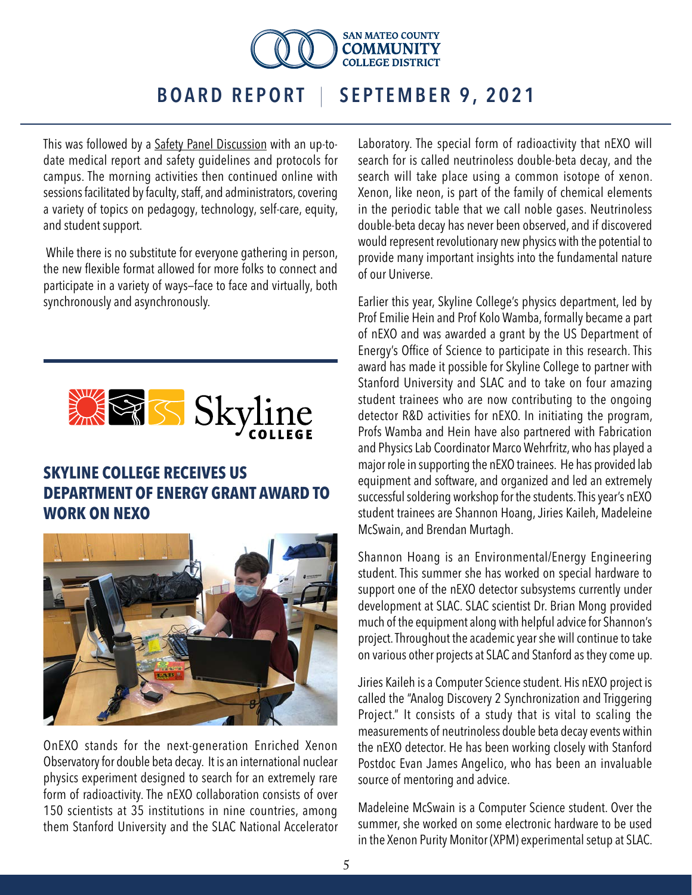This was followed by a Safety Panel Discussion with an up-to-date medical report and safety guidelines and protocols for campus. The morning activities then continued online with sessions facilitated by faculty, staff, and administrators, covering a variety of topics on pedagogy, technology, self-care, equity, and student support.

While there is no substitute for everyone gathering in person, the new flexible format allowed for more folks to connect and participate in a variety of ways—face to face and virtually, both synchronously and asynchronously.

## SKYLINE COLLEGE RECEIVES US DEPARTMENT OF ENERGY GRANT AWARD TO WORK ON NEXO

OnEXO stands for the next-generation Enriched Xenon Observatory for double beta decay. It is an international nuclear physics experiment designed to search for an extremely rare form of radioactivity. The nEXO collaboration consists of over 150 scientists at 35 institutions in nine countries, among them Stanford University and the SLAC National Accelerator Laboratory. The special form of radioactivity that nEXO will search for is called neutrinoless double-beta decay, and the search will take place using a common isotope of xenon. Xenon, like neon, is part of the family of chemical elements in the periodic table that we call noble gases. Neutrinoless double-beta decay has never been observed, and if discovered would represent revolutionary new physics with the potential to provide many important insights into the fundamental nature of our Universe.

Earlier this year, Skyline College's physics department, led by Prof Emilie Hein and Prof Kolo Wamba, formally became a part of nEXO and was awarded a grant by the US Department of Energy's Office of Science to participate in this research. This award has made it possible for Skyline College to partner with Stanford University and SLAC and to take on four amazing student trainees who are now contributing to the ongoing detector R&D activities for nEXO. In initiating the program, Profs Wamba and Hein have also partnered with Fabrication and Physics Lab Coordinator Marco Wehrfritz, who has played a major role in supporting the nEXO trainees. He has provided lab equipment and software, and organized and led an extremely successful soldering workshop for the students. This year's nEXO student trainees are Shannon Hoang, Jiries Kaileh, Madeleine McSwain, and Brendan Murtagh.

Shannon Hoang is an Environmental/Energy Engineering student. This summer she has worked on special hardware to support one of the nEXO detector subsystems currently under development at SLAC. SLAC scientist Dr. Brian Mong provided much of the equipment along with helpful advice for Shannon's project. Throughout the academic year she will continue to take on various other projects at SLAC and Stanford as they come up.

Jiries Kaileh is a Computer Science student. His nEXO project is called the "Analog Discovery 2 Synchronization and Triggering Project." It consists of a study that is vital to scaling the measurements of neutrinoless double beta decay events within the nEXO detector. He has been working closely with Stanford Postdoc Evan James Angelico, who has been an invaluable source of mentoring and advice.

Madeleine McSwain is a Computer Science student. Over the summer, she worked on some electronic hardware to be used in the Xenon Purity Monitor (XPM) experimental setup at SLAC.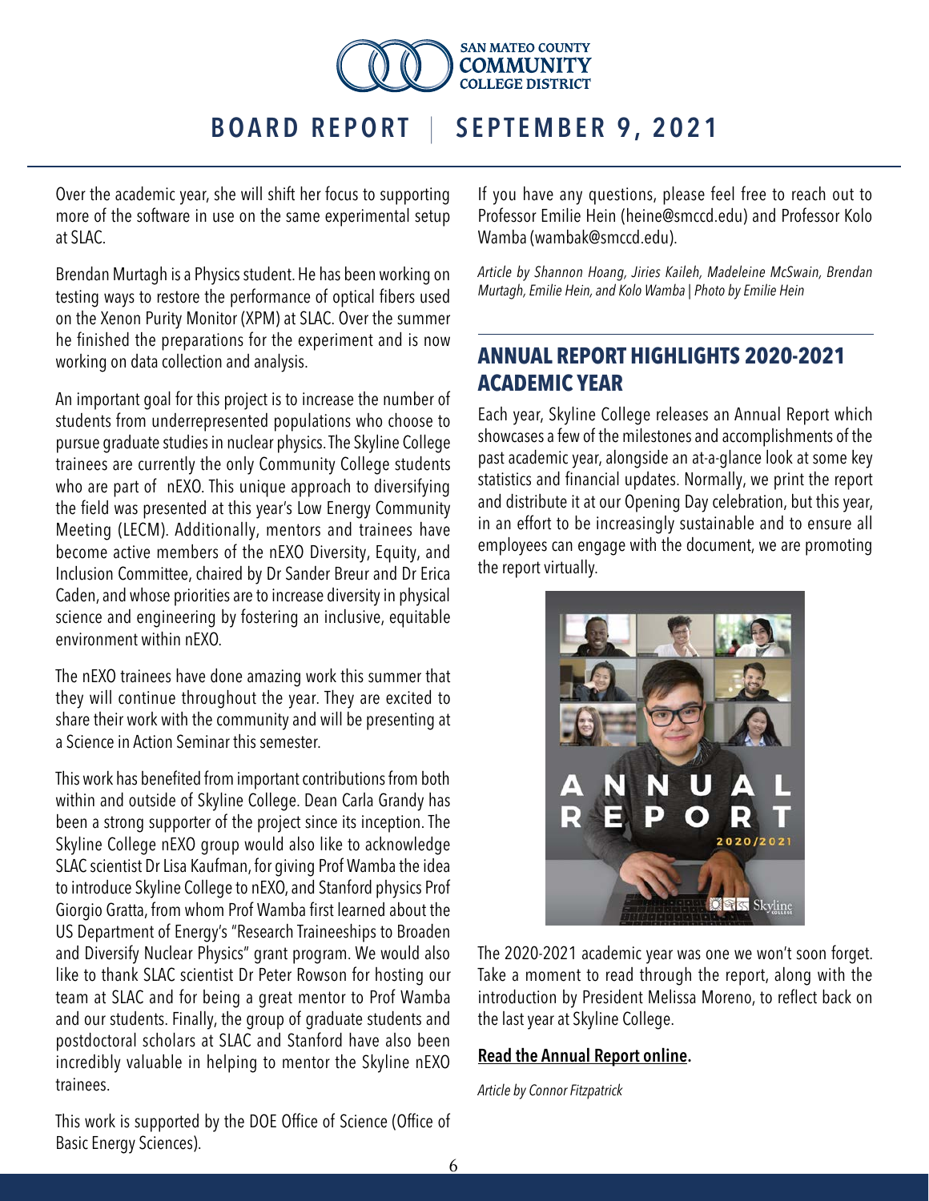Over the academic year, she will shift her focus to supporting more of the software in use on the same experimental setup at SLAC.

Brendan Murtagh is a Physics student. He has been working on testing ways to restore the performance of optical fibers used on the Xenon Purity Monitor (XPM) at SLAC. Over the summer he finished the preparations for the experiment and is now working on data collection and analysis.

An important goal for this project is to increase the number of students from underrepresented populations who choose to pursue graduate studies in nuclear physics. The Skyline College trainees are currently the only Community College students who are part of nEXO. This unique approach to diversifying the field was presented at this year's Low Energy Community Meeting (LECM). Additionally, mentors and trainees have become active members of the nEXO Diversity, Equity, and Inclusion Committee, chaired by Dr Sander Breur and Dr Erica Caden, and whose priorities are to increase diversity in physical science and engineering by fostering an inclusive, equitable environment within nEXO.

The nEXO trainees have done amazing work this summer that they will continue throughout the year. They are excited to share their work with the community and will be presenting at a Science in Action Seminar this semester.

This work has benefited from important contributions from both within and outside of Skyline College. Dean Carla Grandy has been a strong supporter of the project since its inception. The Skyline College nEXO group would also like to acknowledge SLAC scientist Dr Lisa Kaufman, for giving Prof Wamba the idea to introduce Skyline College to nEXO, and Stanford physics Prof Giorgio Gratta, from whom Prof Wamba first learned about the US Department of Energy's "Research Traineeships to Broaden and Diversify Nuclear Physics" grant program. We would also like to thank SLAC scientist Dr Peter Rowson for hosting our team at SLAC and for being a great mentor to Prof Wamba and our students. Finally, the group of graduate students and postdoctoral scholars at SLAC and Stanford have also been incredibly valuable in helping to mentor the Skyline nEXO trainees.

This work is supported by the DOE Office of Science (Office of Basic Energy Sciences).

If you have any questions, please feel free to reach out to Professor Emilie Hein (heine@smccd.edu) and Professor Kolo Wamba (wambak@smccd.edu).

*Article by Shannon Hoang, Jiries Kaileh, Madeleine McSwain, Brendan Murtagh, Emilie Hein, and Kolo Wamba | Photo by Emilie Hein*

## ANNUAL REPORT HIGHLIGHTS 2020-2021 ACADEMIC YEAR

Each year, Skyline College releases an Annual Report which showcases a few of the milestones and accomplishments of the past academic year, alongside an at-a-glance look at some key statistics and financial updates. Normally, we print the report and distribute it at our Opening Day celebration, but this year, in an effort to be increasingly sustainable and to ensure all employees can engage with the document, we are promoting the report virtually.

The 2020-2021 academic year was one we won't soon forget. Take a moment to read through the report, along with the introduction by President Melissa Moreno, to reflect back on the last year at Skyline College.

**Read the Annual Report online.**

*Article by Connor Fitzpatrick*